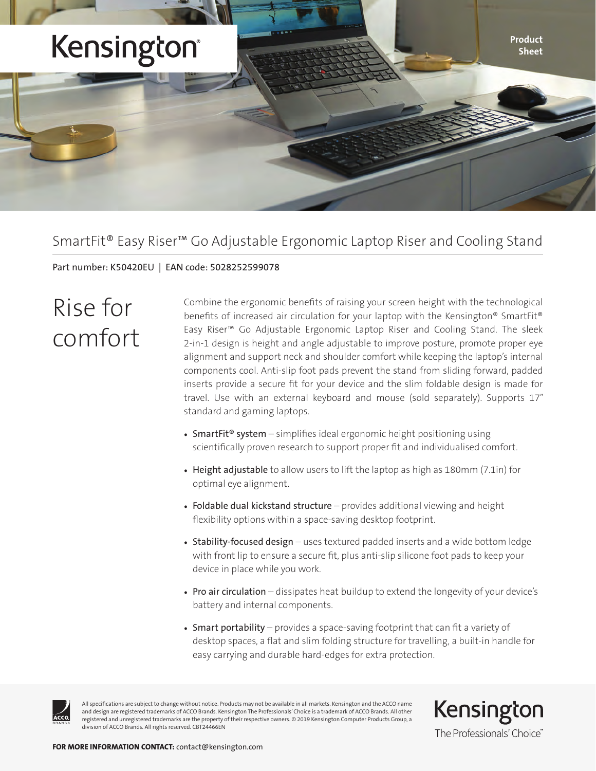Kensington

Product Sheet

# SmartFit® Easy Riser™ Go Adjustable Ergonomic Laptop Riser and Cooling Stand

Part number: K50420EU | EAN code: 5028252599078

## Rise for comfort

Combine the ergonomic benefits of raising your screen height with the technological benefits of increased air circulation for your laptop with the Kensington® SmartFit® Easy Riser™ Go Adjustable Ergonomic Laptop Riser and Cooling Stand. The sleek 2-in-1 design is height and angle adjustable to improve posture, promote proper eye alignment and support neck and shoulder comfort while keeping the laptop's internal components cool. Anti-slip foot pads prevent the stand from sliding forward, padded inserts provide a secure fit for your device and the slim foldable design is made for travel. Use with an external keyboard and mouse (sold separately). Supports 17" standard and gaming laptops.

- SmartFit® system – simplifies ideal ergonomic height positioning using scientifically proven research to support proper fit and individualised comfort.
- Height adjustable to allow users to lift the laptop as high as 180mm (7.1in) for optimal eye alignment.
- Foldable dual kickstand structure – provides additional viewing and height flexibility options within a space-saving desktop footprint.
- Stability-focused design – uses textured padded inserts and a wide bottom ledge with front lip to ensure a secure fit, plus anti-slip silicone foot pads to keep your device in place while you work.
- Pro air circulation – dissipates heat buildup to extend the longevity of your device's battery and internal components.
- Smart portability – provides a space-saving footprint that can fit a variety of desktop spaces, a flat and slim folding structure for travelling, a built-in handle for easy carrying and durable hard-edges for extra protection.

All specifications are subject to change without notice. Products may not be available in all markets. Kensington and the ACCO name and design are registered trademarks of ACCO Brands. Kensington The Professionals' Choice is a trademark of ACCO Brands. All other registered and unregistered trademarks are the property of their respective owners. © 2019 Kensington Computer Products Group, a division of ACCO Brands. All rights reserved. CBT24466EN

Kensington The Professionals' Choice™

**FOR MORE INFORMATION CONTACT:** contact@kensington.com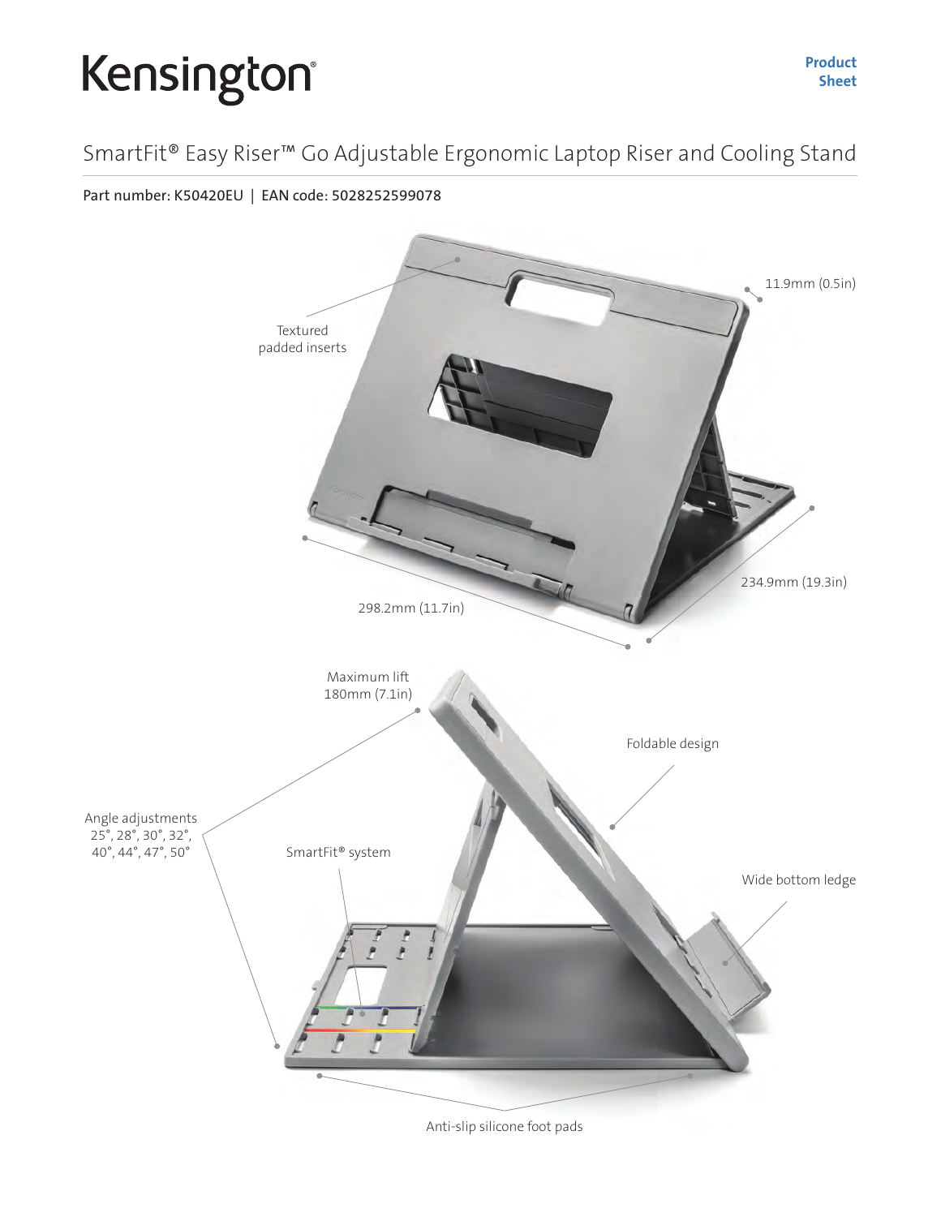Kensington

**Product Sheet**

# SmartFit® Easy Riser™ Go Adjustable Ergonomic Laptop Riser and Cooling Stand

Part number: K50420EU | EAN code: 5028252599078

Textured padded inserts

11.9mm (0.5in)

298.2mm (11.7in)

234.9mm (19.3in)

Maximum lift 180mm (7.1in)

Foldable design

Angle adjustments 25°, 28°, 30°, 32°, 40°, 44°, 47°, 50°

SmartFit® system

Wide bottom ledge

Anti-slip silicone foot pads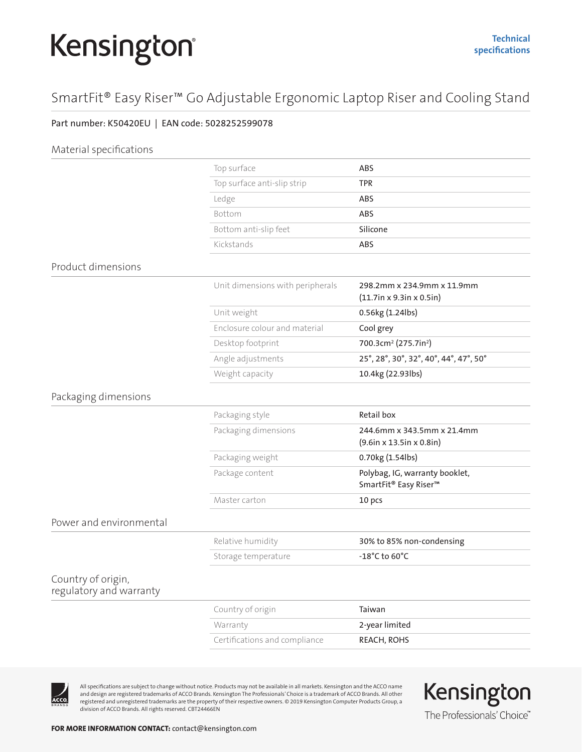# Kensington

**Technical specifications**

## SmartFit® Easy Riser™ Go Adjustable Ergonomic Laptop Riser and Cooling Stand

**Part number: K50420EU | EAN code: 5028252599078**

### Material specifications

| | |
|---|---|
| Top surface | ABS |
| Top surface anti-slip strip | TPR |
| Ledge | ABS |
| Bottom | ABS |
| Bottom anti-slip feet | Silicone |
| Kickstands | ABS |

### Product dimensions

| | |
|---|---|
| Unit dimensions with peripherals | 298.2mm x 234.9mm x 11.9mm (11.7in x 9.3in x 0.5in) |
| Unit weight | 0.56kg (1.24lbs) |
| Enclosure colour and material | Cool grey |
| Desktop footprint | 700.3cm² (275.7in²) |
| Angle adjustments | 25°, 28°, 30°, 32°, 40°, 44°, 47°, 50° |
| Weight capacity | 10.4kg (22.93lbs) |

### Packaging dimensions

| | |
|---|---|
| Packaging style | Retail box |
| Packaging dimensions | 244.6mm x 343.5mm x 21.4mm (9.6in x 13.5in x 0.8in) |
| Packaging weight | 0.70kg (1.54lbs) |
| Package content | Polybag, IG, warranty booklet, SmartFit® Easy Riser™ |
| Master carton | 10 pcs |

### Power and environmental

| | |
|---|---|
| Relative humidity | 30% to 85% non-condensing |
| Storage temperature | -18°C to 60°C |

### Country of origin, regulatory and warranty

| | |
|---|---|
| Country of origin | Taiwan |
| Warranty | 2-year limited |
| Certifications and compliance | REACH, ROHS |

All specifications are subject to change without notice. Products may not be available in all markets. Kensington and the ACCO name and design are registered trademarks of ACCO Brands. Kensington The Professionals' Choice is a trademark of ACCO Brands. All other registered and unregistered trademarks are the property of their respective owners. © 2019 Kensington Computer Products Group, a division of ACCO Brands. All rights reserved. CBT24466EN

Kensington
The Professionals' Choice™

**FOR MORE INFORMATION CONTACT:** contact@kensington.com